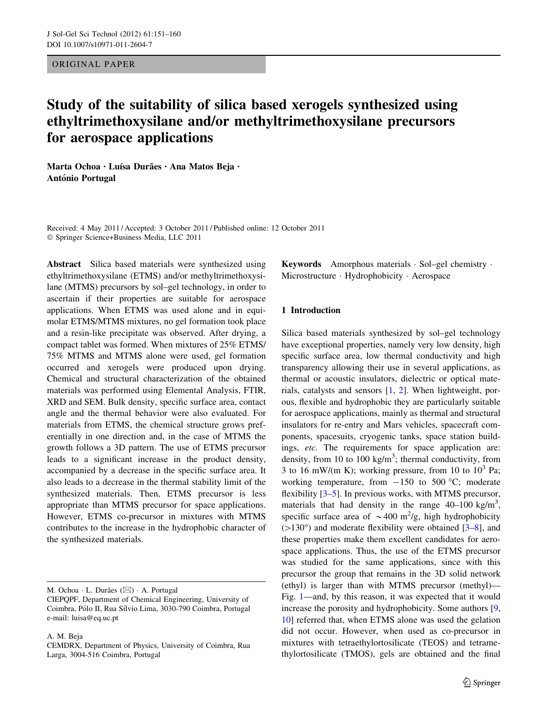ORIGINAL PAPER

# Study of the suitability of silica based xerogels synthesized using ethyltrimethoxysilane and/or methyltrimethoxysilane precursors for aerospace applications

**Marta Ochoa · Luísa Durães · Ana Matos Beja · António Portugal**

Received: 4 May 2011 / Accepted: 3 October 2011 / Published online: 12 October 2011
© Springer Science+Business Media, LLC 2011

**Abstract** Silica based materials were synthesized using ethyltrimethoxysilane (ETMS) and/or methyltrimethoxysilane (MTMS) precursors by sol–gel technology, in order to ascertain if their properties are suitable for aerospace applications. When ETMS was used alone and in equimolar ETMS/MTMS mixtures, no gel formation took place and a resin-like precipitate was observed. After drying, a compact tablet was formed. When mixtures of 25% ETMS/75% MTMS and MTMS alone were used, gel formation occurred and xerogels were produced upon drying. Chemical and structural characterization of the obtained materials was performed using Elemental Analysis, FTIR, XRD and SEM. Bulk density, specific surface area, contact angle and the thermal behavior were also evaluated. For materials from ETMS, the chemical structure grows preferentially in one direction and, in the case of MTMS the growth follows a 3D pattern. The use of ETMS precursor leads to a significant increase in the product density, accompanied by a decrease in the specific surface area. It also leads to a decrease in the thermal stability limit of the synthesized materials. Then, ETMS precursor is less appropriate than MTMS precursor for space applications. However, ETMS co-precursor in mixtures with MTMS contributes to the increase in the hydrophobic character of the synthesized materials.

**Keywords** Amorphous materials · Sol–gel chemistry · Microstructure · Hydrophobicity · Aerospace

M. Ochoa · L. Durães (✉) · A. Portugal
CIEPQPF, Department of Chemical Engineering, University of Coimbra, Pólo II, Rua Sílvio Lima, 3030-790 Coimbra, Portugal
e-mail: luisa@eq.uc.pt

A. M. Beja
CEMDRX, Department of Physics, University of Coimbra, Rua Larga, 3004-516 Coimbra, Portugal

## 1 Introduction

Silica based materials synthesized by sol–gel technology have exceptional properties, namely very low density, high specific surface area, low thermal conductivity and high transparency allowing their use in several applications, as thermal or acoustic insulators, dielectric or optical materials, catalysts and sensors [1, 2]. When lightweight, porous, flexible and hydrophobic they are particularly suitable for aerospace applications, mainly as thermal and structural insulators for re-entry and Mars vehicles, spacecraft components, spacesuits, cryogenic tanks, space station buildings, *etc.* The requirements for space application are: density, from 10 to 100 kg/m$^3$; thermal conductivity, from 3 to 16 mW/(m K); working pressure, from 10 to $10^3$ Pa; working temperature, from −150 to 500 °C; moderate flexibility [3–5]. In previous works, with MTMS precursor, materials that had density in the range 40–100 kg/m$^3$, specific surface area of $\sim$400 m$^2$/g, high hydrophobicity (>130°) and moderate flexibility were obtained [3–8], and these properties make them excellent candidates for aerospace applications. Thus, the use of the ETMS precursor was studied for the same applications, since with this precursor the group that remains in the 3D solid network (ethyl) is larger than with MTMS precursor (methyl)—Fig. 1—and, by this reason, it was expected that it would increase the porosity and hydrophobicity. Some authors [9, 10] referred that, when ETMS alone was used the gelation did not occur. However, when used as co-precursor in mixtures with tetraethylortosilicate (TEOS) and tetramethylortosilicate (TMOS), gels are obtained and the final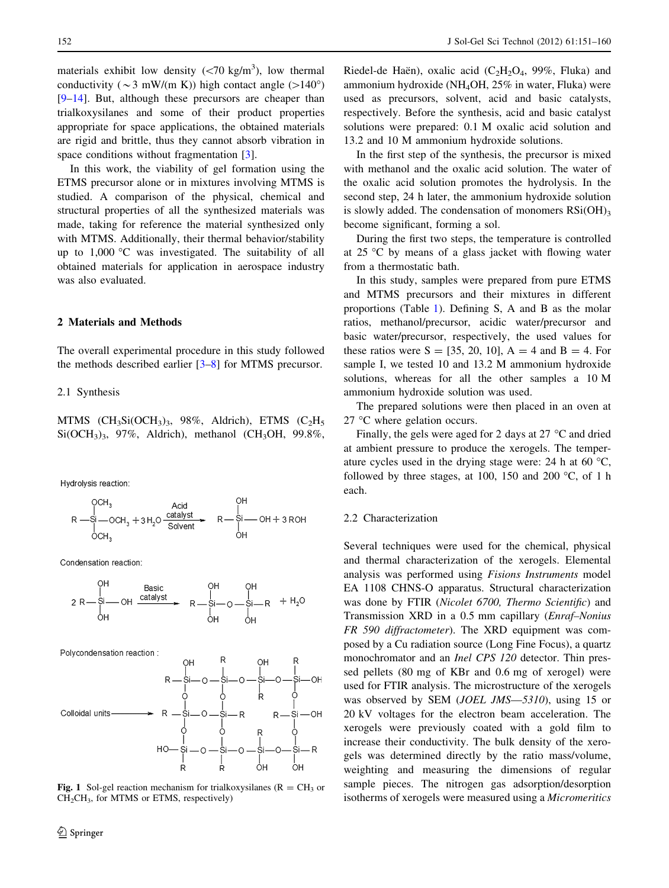materials exhibit low density (<70 kg/m$^3$), low thermal conductivity (~3 mW/(m K)) high contact angle (>140°) [9–14]. But, although these precursors are cheaper than trialkoxysilanes and some of their product properties appropriate for space applications, the obtained materials are rigid and brittle, thus they cannot absorb vibration in space conditions without fragmentation [3].

In this work, the viability of gel formation using the ETMS precursor alone or in mixtures involving MTMS is studied. A comparison of the physical, chemical and structural properties of all the synthesized materials was made, taking for reference the material synthesized only with MTMS. Additionally, their thermal behavior/stability up to 1,000 °C was investigated. The suitability of all obtained materials for application in aerospace industry was also evaluated.

## 2 Materials and Methods

The overall experimental procedure in this study followed the methods described earlier [3–8] for MTMS precursor.

### 2.1 Synthesis

MTMS ($CH_3Si(OCH_3)_3$, 98%, Aldrich), ETMS ($C_2H_5Si(OCH_3)_3$, 97%, Aldrich), methanol ($CH_3OH$, 99.8%, Riedel-de Haën), oxalic acid ($C_2H_2O_4$, 99%, Fluka) and ammonium hydroxide ($NH_4OH$, 25% in water, Fluka) were used as precursors, solvent, acid and basic catalysts, respectively. Before the synthesis, acid and basic catalyst solutions were prepared: 0.1 M oxalic acid solution and 13.2 and 10 M ammonium hydroxide solutions.

Hydrolysis reaction:

$$R{-}Si(OCH_3)_3 + 3H_2O \xrightarrow[\text{Solvent}]{\text{Acid catalyst}} R{-}Si(OH)_3 + 3ROH$$

Condensation reaction:

$$2\,R{-}Si(OH)_3 \xrightarrow{\text{Basic catalyst}} R{-}Si(OH)_2{-}O{-}Si(OH)_2{-}R + H_2O$$

Polycondensation reaction:

Colloidal units

**Fig. 1** Sol-gel reaction mechanism for trialkoxysilanes (R = $CH_3$ or $CH_2CH_3$, for MTMS or ETMS, respectively)

In the first step of the synthesis, the precursor is mixed with methanol and the oxalic acid solution. The water of the oxalic acid solution promotes the hydrolysis. In the second step, 24 h later, the ammonium hydroxide solution is slowly added. The condensation of monomers $RSi(OH)_3$ become significant, forming a sol.

During the first two steps, the temperature is controlled at 25 °C by means of a glass jacket with flowing water from a thermostatic bath.

In this study, samples were prepared from pure ETMS and MTMS precursors and their mixtures in different proportions (Table 1). Defining S, A and B as the molar ratios, methanol/precursor, acidic water/precursor and basic water/precursor, respectively, the used values for these ratios were S = [35, 20, 10], A = 4 and B = 4. For sample I, we tested 10 and 13.2 M ammonium hydroxide solutions, whereas for all the other samples a 10 M ammonium hydroxide solution was used.

The prepared solutions were then placed in an oven at 27 °C where gelation occurs.

Finally, the gels were aged for 2 days at 27 °C and dried at ambient pressure to produce the xerogels. The temperature cycles used in the drying stage were: 24 h at 60 °C, followed by three stages, at 100, 150 and 200 °C, of 1 h each.

### 2.2 Characterization

Several techniques were used for the chemical, physical and thermal characterization of the xerogels. Elemental analysis was performed using *Fisions Instruments* model EA 1108 CHNS-O apparatus. Structural characterization was done by FTIR (*Nicolet 6700, Thermo Scientific*) and Transmission XRD in a 0.5 mm capillary (*Enraf–Nonius FR 590 diffractometer*). The XRD equipment was composed by a Cu radiation source (Long Fine Focus), a quartz monochromator and an *Inel CPS 120* detector. Thin pressed pellets (80 mg of KBr and 0.6 mg of xerogel) were used for FTIR analysis. The microstructure of the xerogels was observed by SEM (*JOEL JMS—5310*), using 15 or 20 kV voltages for the electron beam acceleration. The xerogels were previously coated with a gold film to increase their conductivity. The bulk density of the xerogels was determined directly by the ratio mass/volume, weighting and measuring the dimensions of regular sample pieces. The nitrogen gas adsorption/desorption isotherms of xerogels were measured using a *Micromeritics*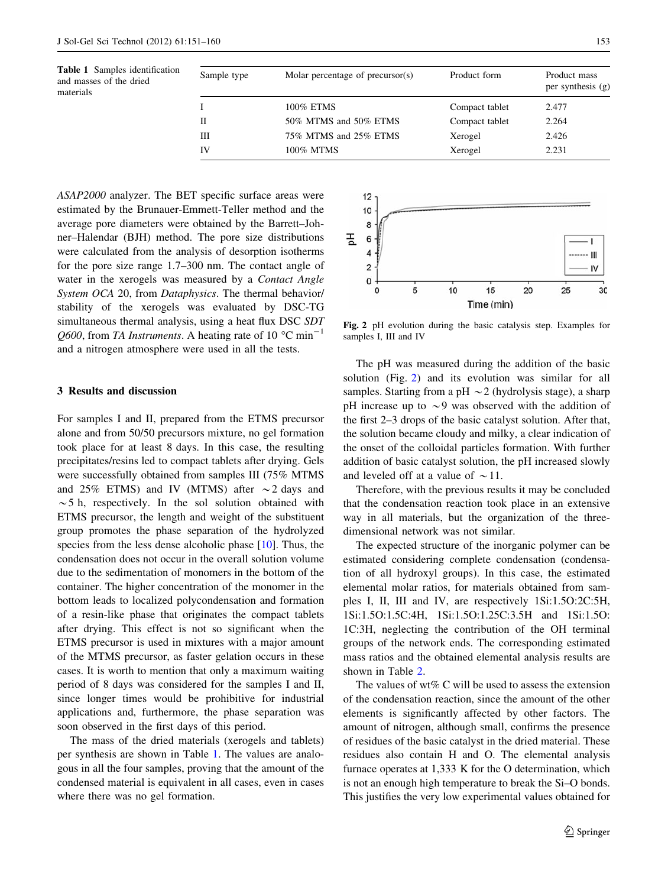**Table 1** Samples identification and masses of the dried materials

| Sample type | Molar percentage of precursor(s) | Product form | Product mass per synthesis (g) |
|---|---|---|---|
| I | 100% ETMS | Compact tablet | 2.477 |
| II | 50% MTMS and 50% ETMS | Compact tablet | 2.264 |
| III | 75% MTMS and 25% ETMS | Xerogel | 2.426 |
| IV | 100% MTMS | Xerogel | 2.231 |

*ASAP2000* analyzer. The BET specific surface areas were estimated by the Brunauer-Emmett-Teller method and the average pore diameters were obtained by the Barrett–Johner–Halendar (BJH) method. The pore size distributions were calculated from the analysis of desorption isotherms for the pore size range 1.7–300 nm. The contact angle of water in the xerogels was measured by a *Contact Angle System OCA* 20, from *Dataphysics*. The thermal behavior/stability of the xerogels was evaluated by DSC-TG simultaneous thermal analysis, using a heat flux DSC *SDT Q600*, from *TA Instruments*. A heating rate of 10 °C $min^{-1}$ and a nitrogen atmosphere were used in all the tests.

## 3 Results and discussion

For samples I and II, prepared from the ETMS precursor alone and from 50/50 precursors mixture, no gel formation took place for at least 8 days. In this case, the resulting precipitates/resins led to compact tablets after drying. Gels were successfully obtained from samples III (75% MTMS and 25% ETMS) and IV (MTMS) after ~2 days and ~5 h, respectively. In the sol solution obtained with ETMS precursor, the length and weight of the substituent group promotes the phase separation of the hydrolyzed species from the less dense alcoholic phase [10]. Thus, the condensation does not occur in the overall solution volume due to the sedimentation of monomers in the bottom of the container. The higher concentration of the monomer in the bottom leads to localized polycondensation and formation of a resin-like phase that originates the compact tablets after drying. This effect is not so significant when the ETMS precursor is used in mixtures with a major amount of the MTMS precursor, as faster gelation occurs in these cases. It is worth to mention that only a maximum waiting period of 8 days was considered for the samples I and II, since longer times would be prohibitive for industrial applications and, furthermore, the phase separation was soon observed in the first days of this period.

The mass of the dried materials (xerogels and tablets) per synthesis are shown in Table 1. The values are analogous in all the four samples, proving that the amount of the condensed material is equivalent in all cases, even in cases where there was no gel formation.

pH
12
10
8
6
4
2
0
0 5 10 15 20 25 30
Time (min)
I
III
IV

**Fig. 2** pH evolution during the basic catalysis step. Examples for samples I, III and IV

The pH was measured during the addition of the basic solution (Fig. 2) and its evolution was similar for all samples. Starting from a pH ~2 (hydrolysis stage), a sharp pH increase up to ~9 was observed with the addition of the first 2–3 drops of the basic catalyst solution. After that, the solution became cloudy and milky, a clear indication of the onset of the colloidal particles formation. With further addition of basic catalyst solution, the pH increased slowly and leveled off at a value of ~11.

Therefore, with the previous results it may be concluded that the condensation reaction took place in an extensive way in all materials, but the organization of the three-dimensional network was not similar.

The expected structure of the inorganic polymer can be estimated considering complete condensation (condensation of all hydroxyl groups). In this case, the estimated elemental molar ratios, for materials obtained from samples I, II, III and IV, are respectively 1Si:1.5O:2C:5H, 1Si:1.5O:1.5C:4H, 1Si:1.5O:1.25C:3.5H and 1Si:1.5O:1C:3H, neglecting the contribution of the OH terminal groups of the network ends. The corresponding estimated mass ratios and the obtained elemental analysis results are shown in Table 2.

The values of wt% C will be used to assess the extension of the condensation reaction, since the amount of the other elements is significantly affected by other factors. The amount of nitrogen, although small, confirms the presence of residues of the basic catalyst in the dried material. These residues also contain H and O. The elemental analysis furnace operates at 1,333 K for the O determination, which is not an enough high temperature to break the Si–O bonds. This justifies the very low experimental values obtained for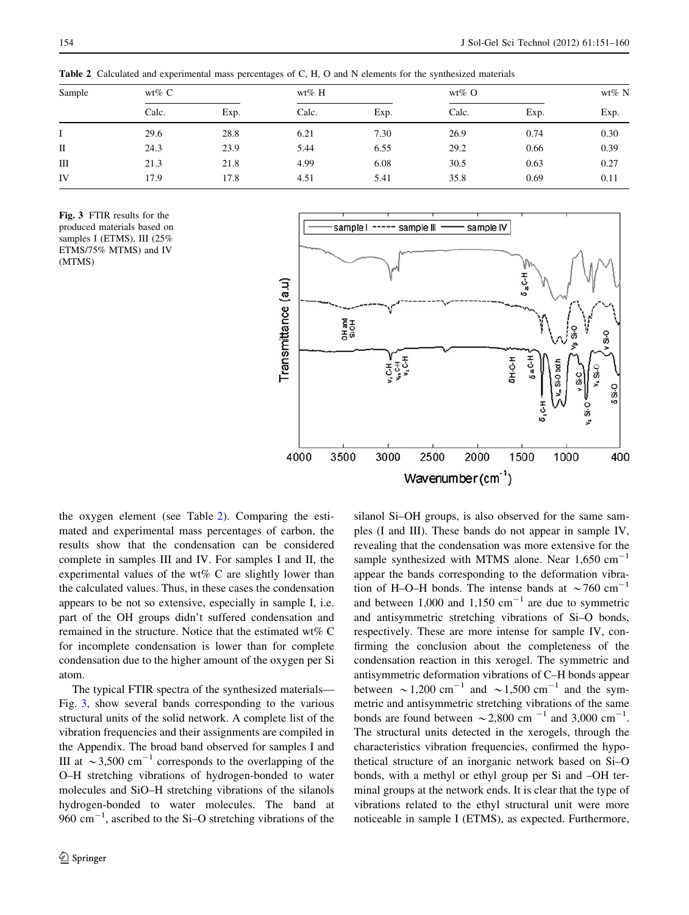**Table 2** Calculated and experimental mass percentages of C, H, O and N elements for the synthesized materials

| Sample | wt% C | | wt% H | | wt% O | | wt% N |
|---|---|---|---|---|---|---|---|
| | Calc. | Exp. | Calc. | Exp. | Calc. | Exp. | Exp. |
| I | 29.6 | 28.8 | 6.21 | 7.30 | 26.9 | 0.74 | 0.30 |
| II | 24.3 | 23.9 | 5.44 | 6.55 | 29.2 | 0.66 | 0.39 |
| III | 21.3 | 21.8 | 4.99 | 6.08 | 30.5 | 0.63 | 0.27 |
| IV | 17.9 | 17.8 | 4.51 | 5.41 | 35.8 | 0.69 | 0.11 |

sample I ----- sample III —— sample IV

Transmittance (a.u)

Wavenumber (cm$^{-1}$)

4000 3500 3000 2500 2000 1500 1000 400

OH and Si-OH

$\nu_s$ C-H $\nu_{as}$ C-H $\nu_s$ C-H

$\delta$H-O-H $\delta_{as}$C-H $\delta_s$C-H $\nu_{as}$ Si-O both $\nu$ Si-C $\nu_s$ Si-O $\nu_s$ Si-O $\nu$ Si-O $\delta$ Si-O $\nu_s$ Si-O

Fig. 3 FTIR results for the produced materials based on samples I (ETMS), III (25% ETMS/75% MTMS) and IV (MTMS)

the oxygen element (see Table 2). Comparing the estimated and experimental mass percentages of carbon, the results show that the condensation can be considered complete in samples III and IV. For samples I and II, the experimental values of the wt% C are slightly lower than the calculated values. Thus, in these cases the condensation appears to be not so extensive, especially in sample I, i.e. part of the OH groups didn't suffered condensation and remained in the structure. Notice that the estimated wt% C for incomplete condensation is lower than for complete condensation due to the higher amount of the oxygen per Si atom.

The typical FTIR spectra of the synthesized materials—Fig. 3, show several bands corresponding to the various structural units of the solid network. A complete list of the vibration frequencies and their assignments are compiled in the Appendix. The broad band observed for samples I and III at $\sim$3,500 cm$^{-1}$ corresponds to the overlapping of the O–H stretching vibrations of hydrogen-bonded to water molecules and SiO–H stretching vibrations of the silanols hydrogen-bonded to water molecules. The band at 960 cm$^{-1}$, ascribed to the Si–O stretching vibrations of the silanol Si–OH groups, is also observed for the same samples (I and III). These bands do not appear in sample IV, revealing that the condensation was more extensive for the sample synthesized with MTMS alone. Near 1,650 cm$^{-1}$ appear the bands corresponding to the deformation vibration of H–O–H bonds. The intense bands at $\sim$760 cm$^{-1}$ and between 1,000 and 1,150 cm$^{-1}$ are due to symmetric and antisymmetric stretching vibrations of Si–O bonds, respectively. These are more intense for sample IV, confirming the conclusion about the completeness of the condensation reaction in this xerogel. The symmetric and antisymmetric deformation vibrations of C–H bonds appear between $\sim$1,200 cm$^{-1}$ and $\sim$1,500 cm$^{-1}$ and the symmetric and antisymmetric stretching vibrations of the same bonds are found between $\sim$2,800 cm$^{-1}$ and 3,000 cm$^{-1}$. The structural units detected in the xerogels, through the characteristics vibration frequencies, confirmed the hypothetical structure of an inorganic network based on Si–O bonds, with a methyl or ethyl group per Si and –OH terminal groups at the network ends. It is clear that the type of vibrations related to the ethyl structural unit were more noticeable in sample I (ETMS), as expected. Furthermore,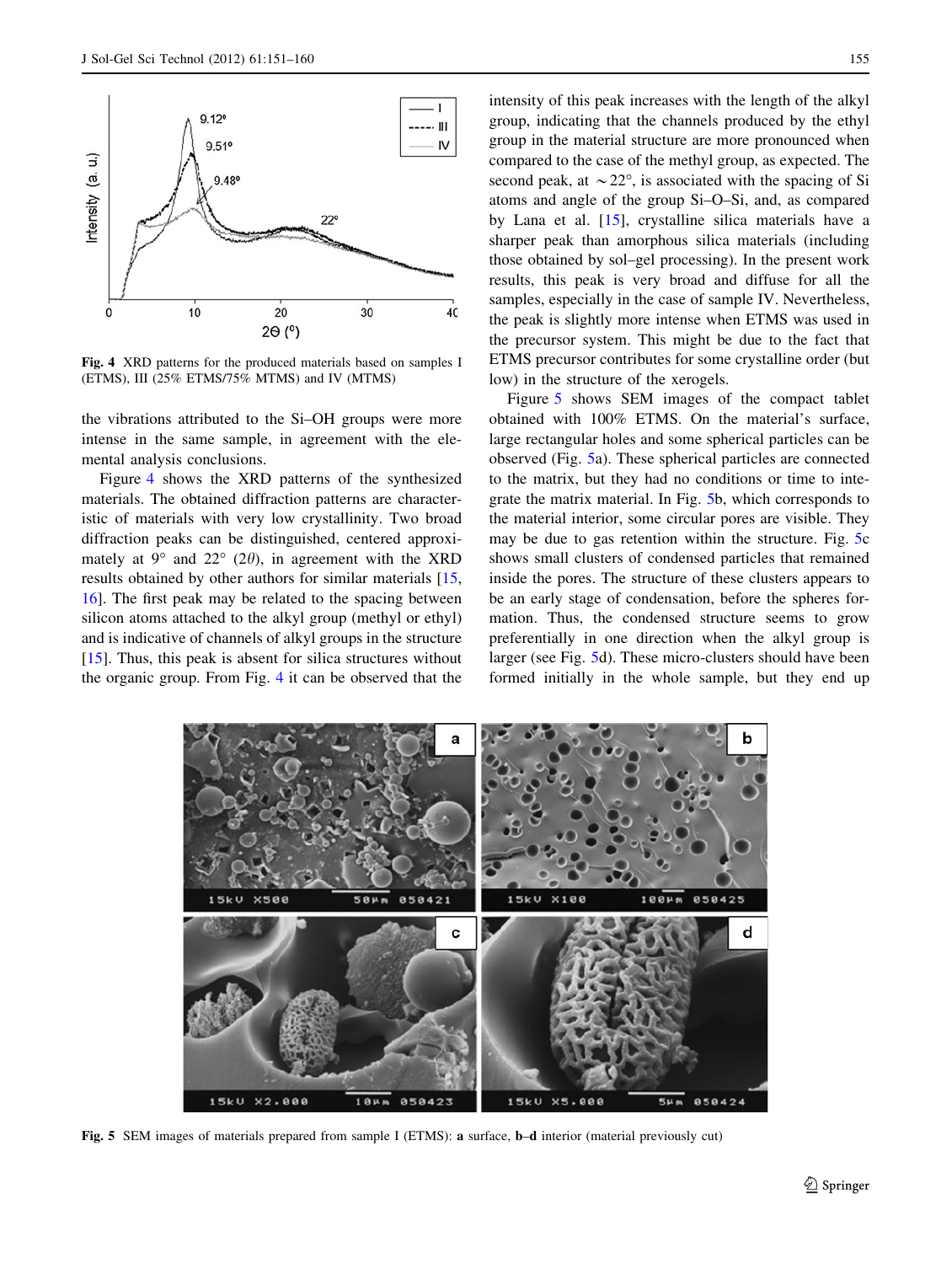9.12°

9.51°

9.48°

22°

Intensity (a. u.)

2Θ (°)

0 10 20 30 40

I

III

IV

**Fig. 4** XRD patterns for the produced materials based on samples I (ETMS), III (25% ETMS/75% MTMS) and IV (MTMS)

the vibrations attributed to the Si–OH groups were more intense in the same sample, in agreement with the elemental analysis conclusions.

Figure 4 shows the XRD patterns of the synthesized materials. The obtained diffraction patterns are characteristic of materials with very low crystallinity. Two broad diffraction peaks can be distinguished, centered approximately at 9° and 22° ($2\theta$), in agreement with the XRD results obtained by other authors for similar materials [15, 16]. The first peak may be related to the spacing between silicon atoms attached to the alkyl group (methyl or ethyl) and is indicative of channels of alkyl groups in the structure [15]. Thus, this peak is absent for silica structures without the organic group. From Fig. 4 it can be observed that the intensity of this peak increases with the length of the alkyl group, indicating that the channels produced by the ethyl group in the material structure are more pronounced when compared to the case of the methyl group, as expected. The second peak, at $\sim$22°, is associated with the spacing of Si atoms and angle of the group Si–O–Si, and, as compared by Lana et al. [15], crystalline silica materials have a sharper peak than amorphous silica materials (including those obtained by sol–gel processing). In the present work results, this peak is very broad and diffuse for all the samples, especially in the case of sample IV. Nevertheless, the peak is slightly more intense when ETMS was used in the precursor system. This might be due to the fact that ETMS precursor contributes for some crystalline order (but low) in the structure of the xerogels.

Figure 5 shows SEM images of the compact tablet obtained with 100% ETMS. On the material's surface, large rectangular holes and some spherical particles can be observed (Fig. 5a). These spherical particles are connected to the matrix, but they had no conditions or time to integrate the matrix material. In Fig. 5b, which corresponds to the material interior, some circular pores are visible. They may be due to gas retention within the structure. Fig. 5c shows small clusters of condensed particles that remained inside the pores. The structure of these clusters appears to be an early stage of condensation, before the spheres formation. Thus, the condensed structure seems to grow preferentially in one direction when the alkyl group is larger (see Fig. 5d). These micro-clusters should have been formed initially in the whole sample, but they end up

a
15kU X500 50µm 050421

b
15kU X100 100µm 050425

c
15kU X2,000 10µm 050423

d
15kU X5,000 5µm 050424

**Fig. 5** SEM images of materials prepared from sample I (ETMS): **a** surface, **b–d** interior (material previously cut)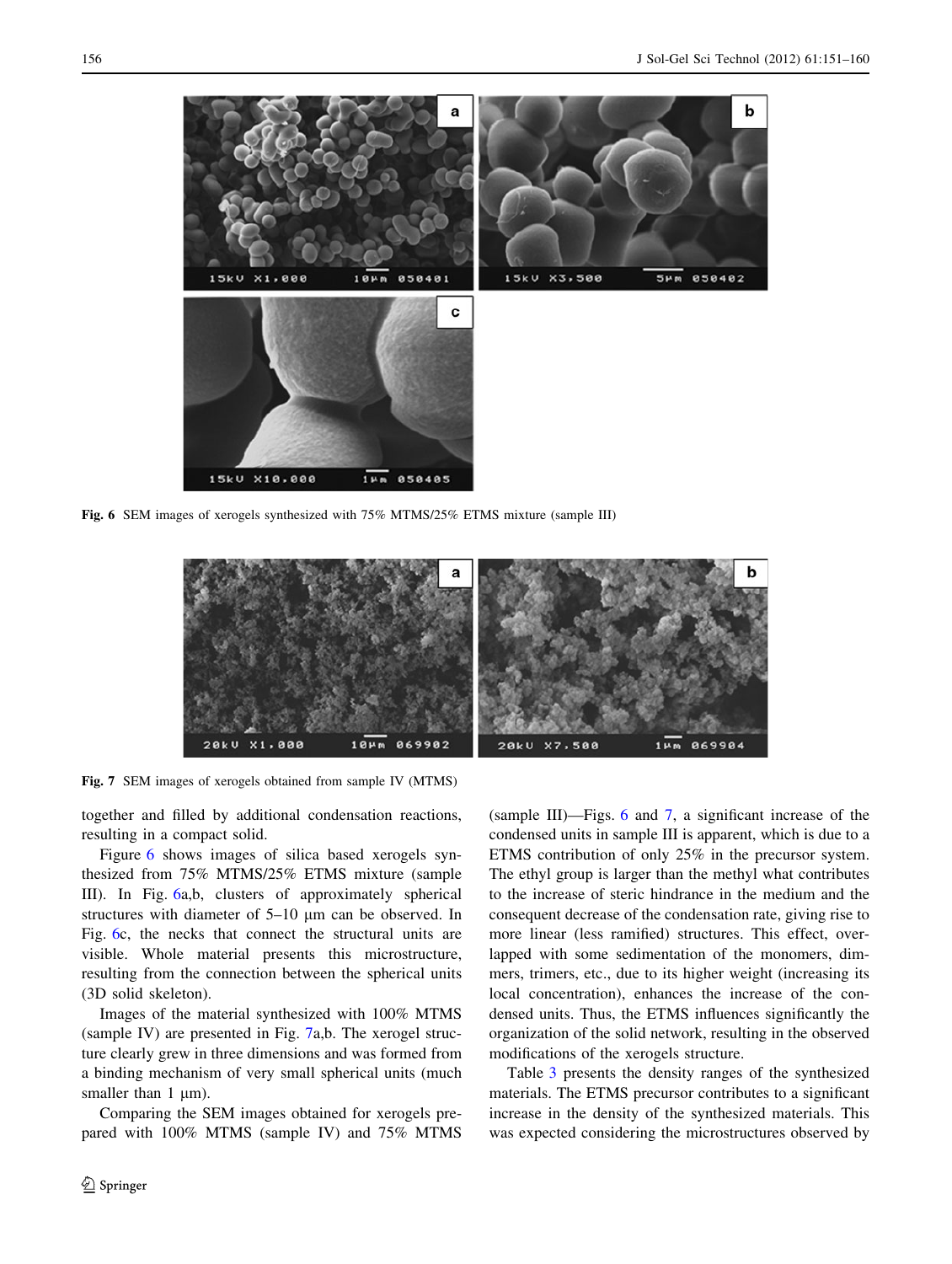Fig. 6 SEM images of xerogels synthesized with 75% MTMS/25% ETMS mixture (sample III)

Fig. 7 SEM images of xerogels obtained from sample IV (MTMS)

together and filled by additional condensation reactions, resulting in a compact solid.

Figure 6 shows images of silica based xerogels synthesized from 75% MTMS/25% ETMS mixture (sample III). In Fig. 6a,b, clusters of approximately spherical structures with diameter of 5–10 μm can be observed. In Fig. 6c, the necks that connect the structural units are visible. Whole material presents this microstructure, resulting from the connection between the spherical units (3D solid skeleton).

Images of the material synthesized with 100% MTMS (sample IV) are presented in Fig. 7a,b. The xerogel structure clearly grew in three dimensions and was formed from a binding mechanism of very small spherical units (much smaller than 1 μm).

Comparing the SEM images obtained for xerogels prepared with 100% MTMS (sample IV) and 75% MTMS (sample III)—Figs. 6 and 7, a significant increase of the condensed units in sample III is apparent, which is due to a ETMS contribution of only 25% in the precursor system. The ethyl group is larger than the methyl what contributes to the increase of steric hindrance in the medium and the consequent decrease of the condensation rate, giving rise to more linear (less ramified) structures. This effect, overlapped with some sedimentation of the monomers, dimmers, trimers, etc., due to its higher weight (increasing its local concentration), enhances the increase of the condensed units. Thus, the ETMS influences significantly the organization of the solid network, resulting in the observed modifications of the xerogels structure.

Table 3 presents the density ranges of the synthesized materials. The ETMS precursor contributes to a significant increase in the density of the synthesized materials. This was expected considering the microstructures observed by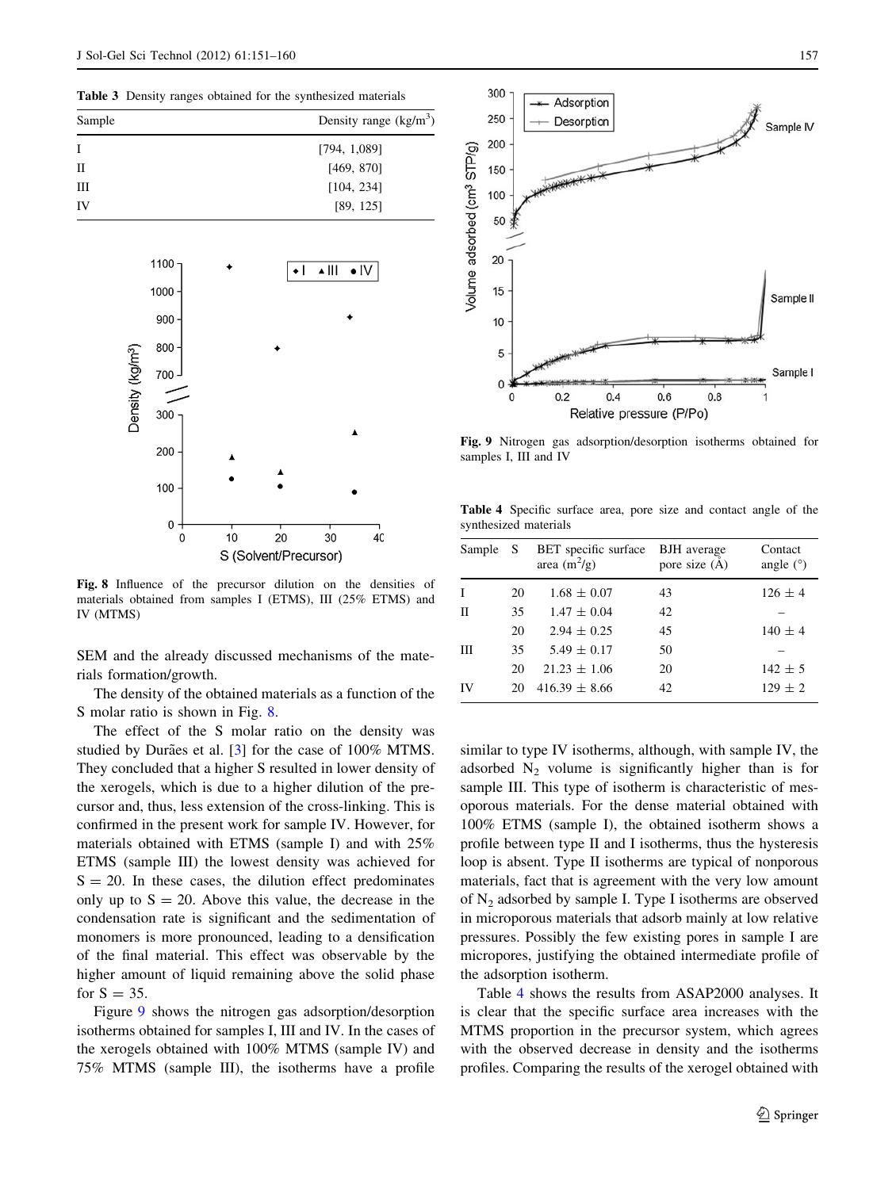Table 3 Density ranges obtained for the synthesized materials

| Sample | Density range ($kg/m^3$) |
| --- | --- |
| I | [794, 1,089] |
| II | [469, 870] |
| III | [104, 234] |
| IV | [89, 125] |

1100
1000
900
800
700
300
200
100
0
Density (kg/m³)
0
10
20
30
40
S (Solvent/Precursor)
I
III
IV

Fig. 8 Influence of the precursor dilution on the densities of materials obtained from samples I (ETMS), III (25% ETMS) and IV (MTMS)

SEM and the already discussed mechanisms of the materials formation/growth.

The density of the obtained materials as a function of the S molar ratio is shown in Fig. 8.

The effect of the S molar ratio on the density was studied by Durães et al. [3] for the case of 100% MTMS. They concluded that a higher S resulted in lower density of the xerogels, which is due to a higher dilution of the precursor and, thus, less extension of the cross-linking. This is confirmed in the present work for sample IV. However, for materials obtained with ETMS (sample I) and with 25% ETMS (sample III) the lowest density was achieved for S = 20. In these cases, the dilution effect predominates only up to S = 20. Above this value, the decrease in the condensation rate is significant and the sedimentation of monomers is more pronounced, leading to a densification of the final material. This effect was observable by the higher amount of liquid remaining above the solid phase for S = 35.

Figure 9 shows the nitrogen gas adsorption/desorption isotherms obtained for samples I, III and IV. In the cases of the xerogels obtained with 100% MTMS (sample IV) and 75% MTMS (sample III), the isotherms have a profile similar to type IV isotherms, although, with sample IV, the adsorbed $N_2$ volume is significantly higher than is for sample III. This type of isotherm is characteristic of mesoporous materials. For the dense material obtained with 100% ETMS (sample I), the obtained isotherm shows a profile between type II and I isotherms, thus the hysteresis loop is absent. Type II isotherms are typical of nonporous materials, fact that is agreement with the very low amount of $N_2$ adsorbed by sample I. Type I isotherms are observed in microporous materials that adsorb mainly at low relative pressures. Possibly the few existing pores in sample I are micropores, justifying the obtained intermediate profile of the adsorption isotherm.

300
250
200
150
100
50
20
15
10
5
0
Volume adsorbed (cm³ STP/g)
0
0.2
0.4
0.6
0.8
1
Relative pressure (P/Po)
Adsorption
Desorption
Sample IV
Sample II
Sample I

Fig. 9 Nitrogen gas adsorption/desorption isotherms obtained for samples I, III and IV

Table 4 Specific surface area, pore size and contact angle of the synthesized materials

| Sample | S | BET specific surface area ($m^2/g$) | BJH average pore size (Å) | Contact angle (°) |
| --- | --- | --- | --- | --- |
| I | 20 | 1.68 ± 0.07 | 43 | 126 ± 4 |
| II | 35 | 1.47 ± 0.04 | 42 | – |
| | 20 | 2.94 ± 0.25 | 45 | 140 ± 4 |
| III | 35 | 5.49 ± 0.17 | 50 | – |
| | 20 | 21.23 ± 1.06 | 20 | 142 ± 5 |
| IV | 20 | 416.39 ± 8.66 | 42 | 129 ± 2 |

Table 4 shows the results from ASAP2000 analyses. It is clear that the specific surface area increases with the MTMS proportion in the precursor system, which agrees with the observed decrease in density and the isotherms profiles. Comparing the results of the xerogel obtained with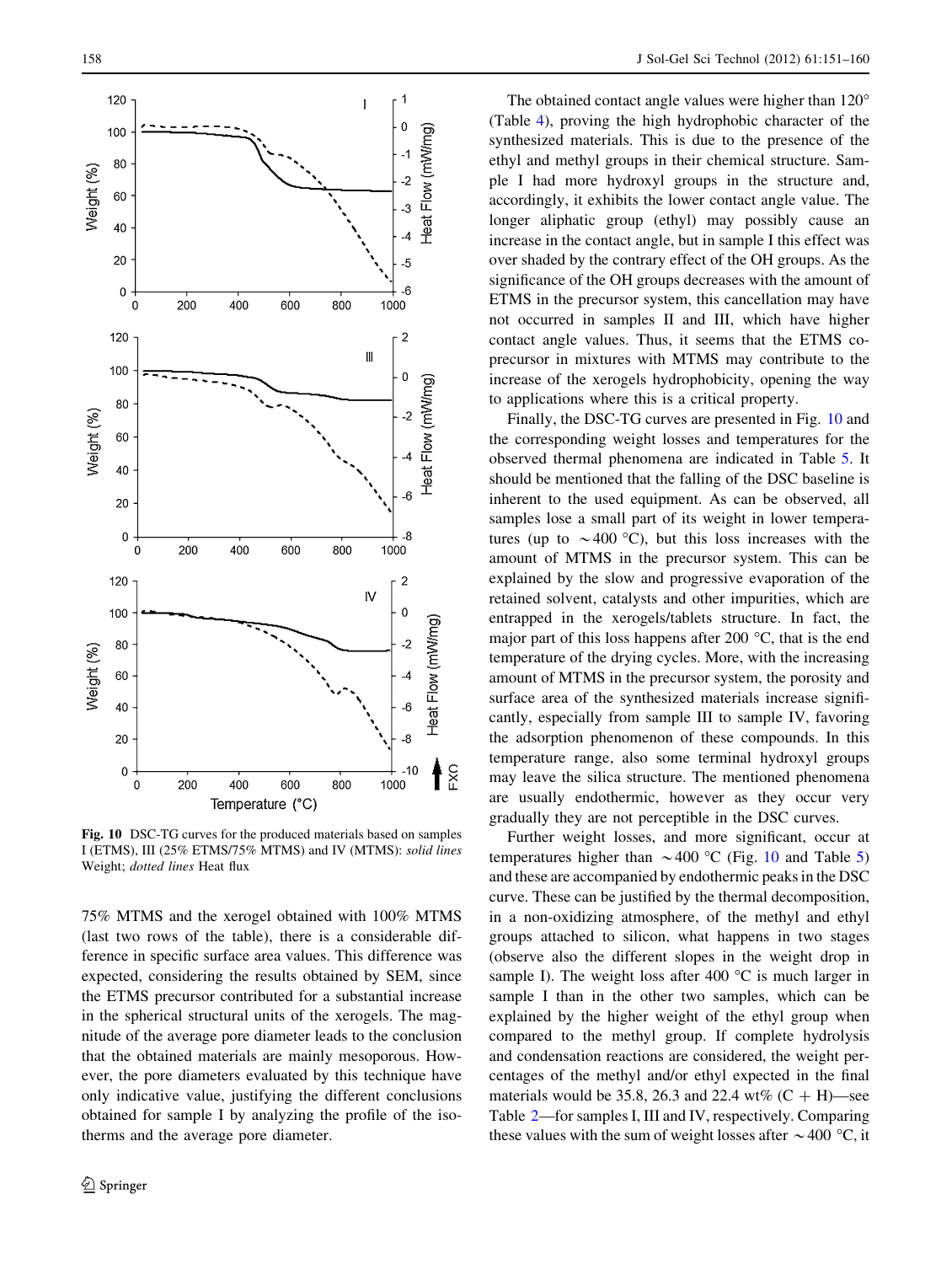I

120
100
80
60
40
20
0

Weight (%)

1
0
-1
-2
-3
-4
-5
-6

Heat Flow (mW/mg)

0 200 400 600 800 1000

III

120
100
80
60
40
20
0

Weight (%)

2
0
-2
-4
-6
-8

Heat Flow (mW/mg)

0 200 400 600 800 1000

IV

120
100
80
60
40
20
0

Weight (%)

2
0
-2
-4
-6
-8
-10

Heat Flow (mW/mg)

EXO

0 200 400 600 800 1000

Temperature (°C)

**Fig. 10** DSC-TG curves for the produced materials based on samples I (ETMS), III (25% ETMS/75% MTMS) and IV (MTMS): *solid lines* Weight; *dotted lines* Heat flux

75% MTMS and the xerogel obtained with 100% MTMS (last two rows of the table), there is a considerable difference in specific surface area values. This difference was expected, considering the results obtained by SEM, since the ETMS precursor contributed for a substantial increase in the spherical structural units of the xerogels. The magnitude of the average pore diameter leads to the conclusion that the obtained materials are mainly mesoporous. However, the pore diameters evaluated by this technique have only indicative value, justifying the different conclusions obtained for sample I by analyzing the profile of the isotherms and the average pore diameter.

The obtained contact angle values were higher than 120° (Table 4), proving the high hydrophobic character of the synthesized materials. This is due to the presence of the ethyl and methyl groups in their chemical structure. Sample I had more hydroxyl groups in the structure and, accordingly, it exhibits the lower contact angle value. The longer aliphatic group (ethyl) may possibly cause an increase in the contact angle, but in sample I this effect was over shaded by the contrary effect of the OH groups. As the significance of the OH groups decreases with the amount of ETMS in the precursor system, this cancellation may have not occurred in samples II and III, which have higher contact angle values. Thus, it seems that the ETMS co-precursor in mixtures with MTMS may contribute to the increase of the xerogels hydrophobicity, opening the way to applications where this is a critical property.

Finally, the DSC-TG curves are presented in Fig. 10 and the corresponding weight losses and temperatures for the observed thermal phenomena are indicated in Table 5. It should be mentioned that the falling of the DSC baseline is inherent to the used equipment. As can be observed, all samples lose a small part of its weight in lower temperatures (up to ~400 °C), but this loss increases with the amount of MTMS in the precursor system. This can be explained by the slow and progressive evaporation of the retained solvent, catalysts and other impurities, which are entrapped in the xerogels/tablets structure. In fact, the major part of this loss happens after 200 °C, that is the end temperature of the drying cycles. More, with the increasing amount of MTMS in the precursor system, the porosity and surface area of the synthesized materials increase significantly, especially from sample III to sample IV, favoring the adsorption phenomenon of these compounds. In this temperature range, also some terminal hydroxyl groups may leave the silica structure. The mentioned phenomena are usually endothermic, however as they occur very gradually they are not perceptible in the DSC curves.

Further weight losses, and more significant, occur at temperatures higher than ~400 °C (Fig. 10 and Table 5) and these are accompanied by endothermic peaks in the DSC curve. These can be justified by the thermal decomposition, in a non-oxidizing atmosphere, of the methyl and ethyl groups attached to silicon, what happens in two stages (observe also the different slopes in the weight drop in sample I). The weight loss after 400 °C is much larger in sample I than in the other two samples, which can be explained by the higher weight of the ethyl group when compared to the methyl group. If complete hydrolysis and condensation reactions are considered, the weight percentages of the methyl and/or ethyl expected in the final materials would be 35.8, 26.3 and 22.4 wt% (C + H)—see Table 2—for samples I, III and IV, respectively. Comparing these values with the sum of weight losses after ~400 °C, it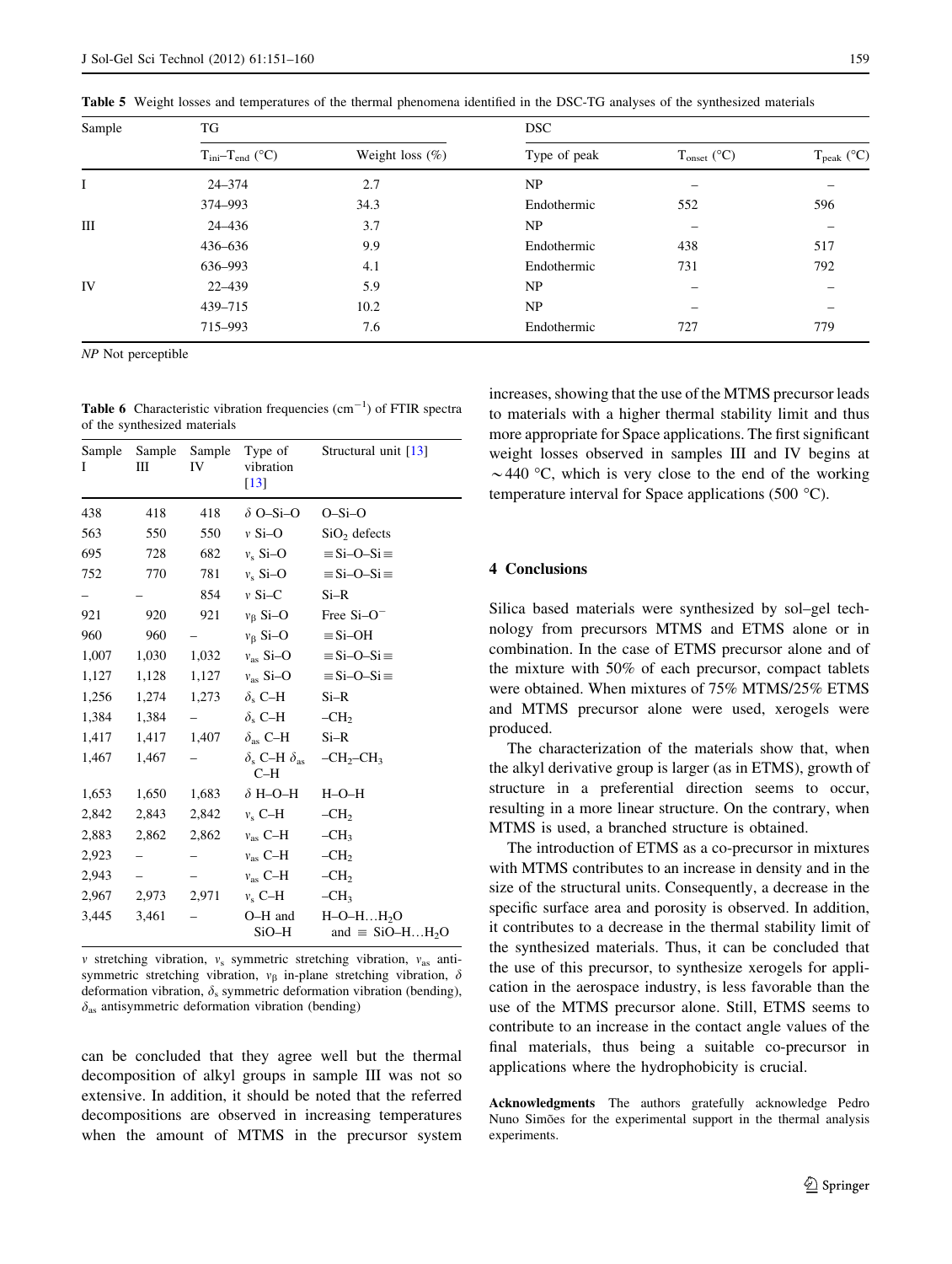**Table 5** Weight losses and temperatures of the thermal phenomena identified in the DSC-TG analyses of the synthesized materials

| Sample | TG | | DSC | | |
|---|---|---|---|---|---|
| | $T_{ini}$–$T_{end}$ (°C) | Weight loss (%) | Type of peak | $T_{onset}$ (°C) | $T_{peak}$ (°C) |
| I | 24–374 | 2.7 | NP | – | – |
| | 374–993 | 34.3 | Endothermic | 552 | 596 |
| III | 24–436 | 3.7 | NP | – | – |
| | 436–636 | 9.9 | Endothermic | 438 | 517 |
| | 636–993 | 4.1 | Endothermic | 731 | 792 |
| IV | 22–439 | 5.9 | NP | – | – |
| | 439–715 | 10.2 | NP | – | – |
| | 715–993 | 7.6 | Endothermic | 727 | 779 |

*NP* Not perceptible

**Table 6** Characteristic vibration frequencies ($cm^{-1}$) of FTIR spectra of the synthesized materials

| Sample I | Sample III | Sample IV | Type of vibration [13] | Structural unit [13] |
|---|---|---|---|---|
| 438 | 418 | 418 | $\delta$ O–Si–O | O–Si–O |
| 563 | 550 | 550 | $v$ Si–O | $SiO_2$ defects |
| 695 | 728 | 682 | $v_s$ Si–O | ≡Si–O–Si≡ |
| 752 | 770 | 781 | $v_s$ Si–O | ≡Si–O–Si≡ |
| – | – | 854 | $v$ Si–C | Si–R |
| 921 | 920 | 921 | $v_\beta$ Si–O | Free Si–$O^-$ |
| 960 | 960 | – | $v_\beta$ Si–O | ≡Si–OH |
| 1,007 | 1,030 | 1,032 | $v_{as}$ Si–O | ≡Si–O–Si≡ |
| 1,127 | 1,128 | 1,127 | $v_{as}$ Si–O | ≡Si–O–Si≡ |
| 1,256 | 1,274 | 1,273 | $\delta_s$ C–H | Si–R |
| 1,384 | 1,384 | – | $\delta_s$ C–H | –$CH_2$ |
| 1,417 | 1,417 | 1,407 | $\delta_{as}$ C–H | Si–R |
| 1,467 | 1,467 | – | $\delta_s$ C–H $\delta_{as}$ C–H | –$CH_2$–$CH_3$ |
| 1,653 | 1,650 | 1,683 | $\delta$ H–O–H | H–O–H |
| 2,842 | 2,843 | 2,842 | $v_s$ C–H | –$CH_2$ |
| 2,883 | 2,862 | 2,862 | $v_{as}$ C–H | –$CH_3$ |
| 2,923 | – | – | $v_{as}$ C–H | –$CH_2$ |
| 2,943 | – | – | $v_{as}$ C–H | –$CH_2$ |
| 2,967 | 2,973 | 2,971 | $v_s$ C–H | –$CH_3$ |
| 3,445 | 3,461 | – | O–H and SiO–H | H–O–H…$H_2O$ and ≡ SiO–H…$H_2O$ |

$v$ stretching vibration, $v_s$ symmetric stretching vibration, $v_{as}$ antisymmetric stretching vibration, $v_\beta$ in-plane stretching vibration, $\delta$ deformation vibration, $\delta_s$ symmetric deformation vibration (bending), $\delta_{as}$ antisymmetric deformation vibration (bending)

can be concluded that they agree well but the thermal decomposition of alkyl groups in sample III was not so extensive. In addition, it should be noted that the referred decompositions are observed in increasing temperatures when the amount of MTMS in the precursor system increases, showing that the use of the MTMS precursor leads to materials with a higher thermal stability limit and thus more appropriate for Space applications. The first significant weight losses observed in samples III and IV begins at ~440 °C, which is very close to the end of the working temperature interval for Space applications (500 °C).

## 4 Conclusions

Silica based materials were synthesized by sol–gel technology from precursors MTMS and ETMS alone or in combination. In the case of ETMS precursor alone and of the mixture with 50% of each precursor, compact tablets were obtained. When mixtures of 75% MTMS/25% ETMS and MTMS precursor alone were used, xerogels were produced.

The characterization of the materials show that, when the alkyl derivative group is larger (as in ETMS), growth of structure in a preferential direction seems to occur, resulting in a more linear structure. On the contrary, when MTMS is used, a branched structure is obtained.

The introduction of ETMS as a co-precursor in mixtures with MTMS contributes to an increase in density and in the size of the structural units. Consequently, a decrease in the specific surface area and porosity is observed. In addition, it contributes to a decrease in the thermal stability limit of the synthesized materials. Thus, it can be concluded that the use of this precursor, to synthesize xerogels for application in the aerospace industry, is less favorable than the use of the MTMS precursor alone. Still, ETMS seems to contribute to an increase in the contact angle values of the final materials, thus being a suitable co-precursor in applications where the hydrophobicity is crucial.

**Acknowledgments** The authors gratefully acknowledge Pedro Nuno Simões for the experimental support in the thermal analysis experiments.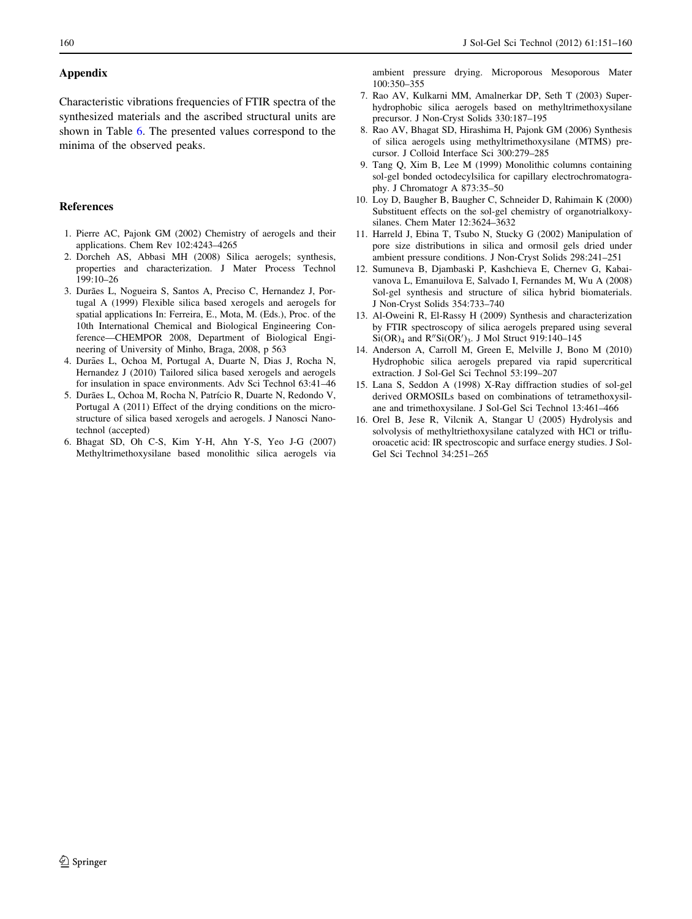## Appendix

Characteristic vibrations frequencies of FTIR spectra of the synthesized materials and the ascribed structural units are shown in Table 6. The presented values correspond to the minima of the observed peaks.

## References

1. Pierre AC, Pajonk GM (2002) Chemistry of aerogels and their applications. Chem Rev 102:4243–4265
2. Dorcheh AS, Abbasi MH (2008) Silica aerogels; synthesis, properties and characterization. J Mater Process Technol 199:10–26
3. Durães L, Nogueira S, Santos A, Preciso C, Hernandez J, Portugal A (1999) Flexible silica based xerogels and aerogels for spatial applications In: Ferreira, E., Mota, M. (Eds.), Proc. of the 10th International Chemical and Biological Engineering Conference—CHEMPOR 2008, Department of Biological Engineering of University of Minho, Braga, 2008, p 563
4. Durães L, Ochoa M, Portugal A, Duarte N, Dias J, Rocha N, Hernandez J (2010) Tailored silica based xerogels and aerogels for insulation in space environments. Adv Sci Technol 63:41–46
5. Durães L, Ochoa M, Rocha N, Patrício R, Duarte N, Redondo V, Portugal A (2011) Effect of the drying conditions on the microstructure of silica based xerogels and aerogels. J Nanosci Nanotechnol (accepted)
6. Bhagat SD, Oh C-S, Kim Y-H, Ahn Y-S, Yeo J-G (2007) Methyltrimethoxysilane based monolithic silica aerogels via ambient pressure drying. Microporous Mesoporous Mater 100:350–355
7. Rao AV, Kulkarni MM, Amalnerkar DP, Seth T (2003) Superhydrophobic silica aerogels based on methyltrimethoxysilane precursor. J Non-Cryst Solids 330:187–195
8. Rao AV, Bhagat SD, Hirashima H, Pajonk GM (2006) Synthesis of silica aerogels using methyltrimethoxysilane (MTMS) precursor. J Colloid Interface Sci 300:279–285
9. Tang Q, Xim B, Lee M (1999) Monolithic columns containing sol-gel bonded octodecylsilica for capillary electrochromatography. J Chromatogr A 873:35–50
10. Loy D, Baugher B, Baugher C, Schneider D, Rahimain K (2000) Substituent effects on the sol-gel chemistry of organotrialkoxysilanes. Chem Mater 12:3624–3632
11. Harreld J, Ebina T, Tsubo N, Stucky G (2002) Manipulation of pore size distributions in silica and ormosil gels dried under ambient pressure conditions. J Non-Cryst Solids 298:241–251
12. Sumuneva B, Djambaski P, Kashchieva E, Chernev G, Kabaivanova L, Emanuilova E, Salvado I, Fernandes M, Wu A (2008) Sol-gel synthesis and structure of silica hybrid biomaterials. J Non-Cryst Solids 354:733–740
13. Al-Oweini R, El-Rassy H (2009) Synthesis and characterization by FTIR spectroscopy of silica aerogels prepared using several $Si(OR)_4$ and $R''Si(OR')_3$. J Mol Struct 919:140–145
14. Anderson A, Carroll M, Green E, Melville J, Bono M (2010) Hydrophobic silica aerogels prepared via rapid supercritical extraction. J Sol-Gel Sci Technol 53:199–207
15. Lana S, Seddon A (1998) X-Ray diffraction studies of sol-gel derived ORMOSILs based on combinations of tetramethoxysilane and trimethoxysilane. J Sol-Gel Sci Technol 13:461–466
16. Orel B, Jese R, Vilcnik A, Stangar U (2005) Hydrolysis and solvolysis of methyltriethoxysilane catalyzed with HCl or trifluoroacetic acid: IR spectroscopic and surface energy studies. J Sol-Gel Sci Technol 34:251–265